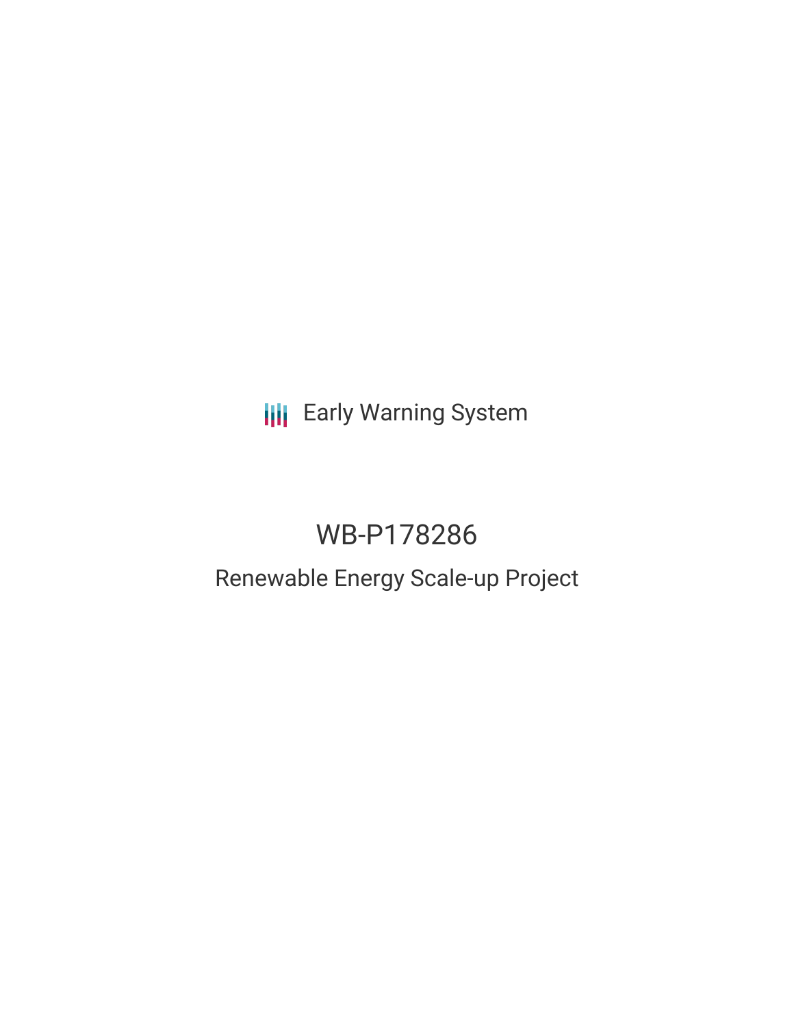Early Warning System

# WB-P178286

## Renewable Energy Scale-up Project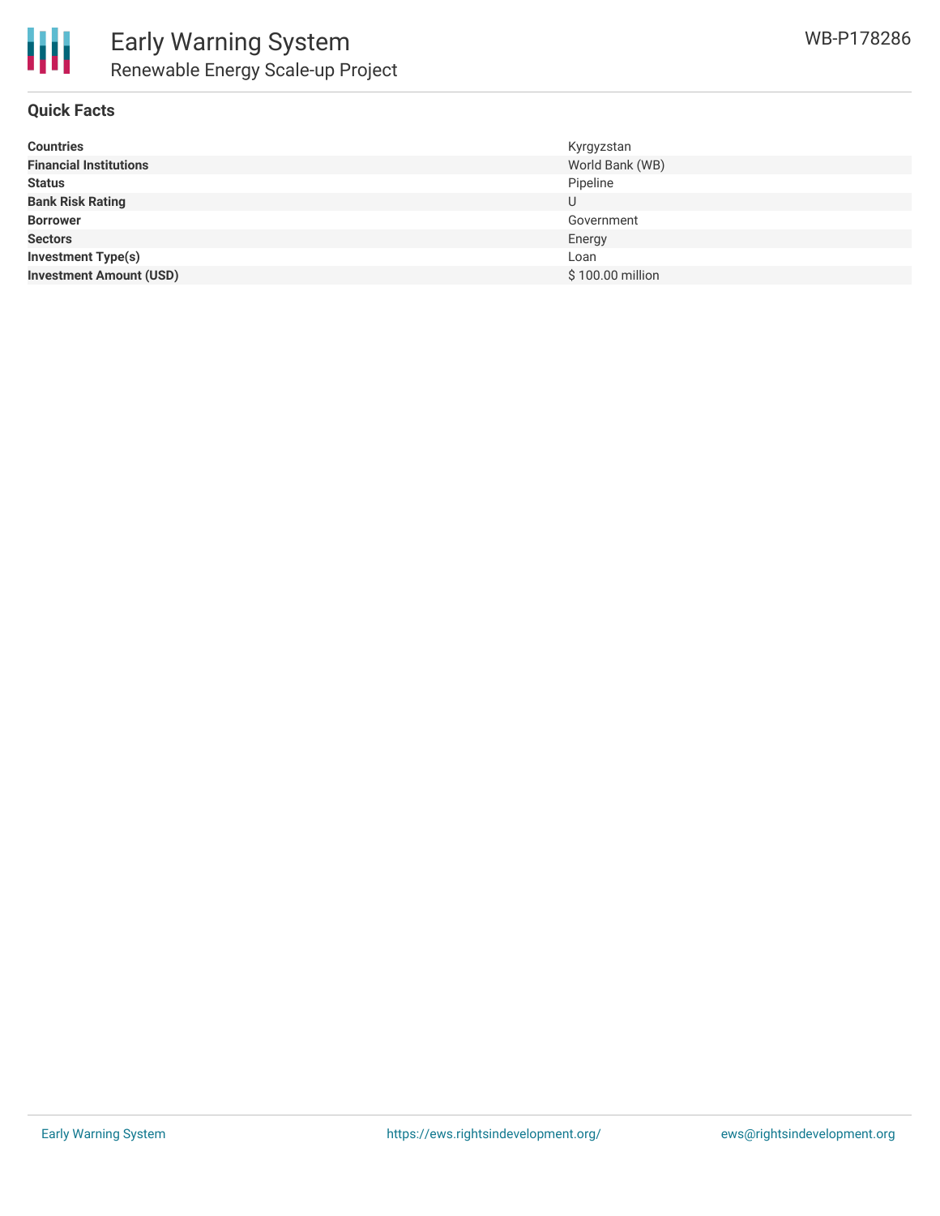## Quick Facts

| | |
|---|---|
| **Countries** | Kyrgyzstan |
| **Financial Institutions** | World Bank (WB) |
| **Status** | Pipeline |
| **Bank Risk Rating** | U |
| **Borrower** | Government |
| **Sectors** | Energy |
| **Investment Type(s)** | Loan |
| **Investment Amount (USD)** | $ 100.00 million |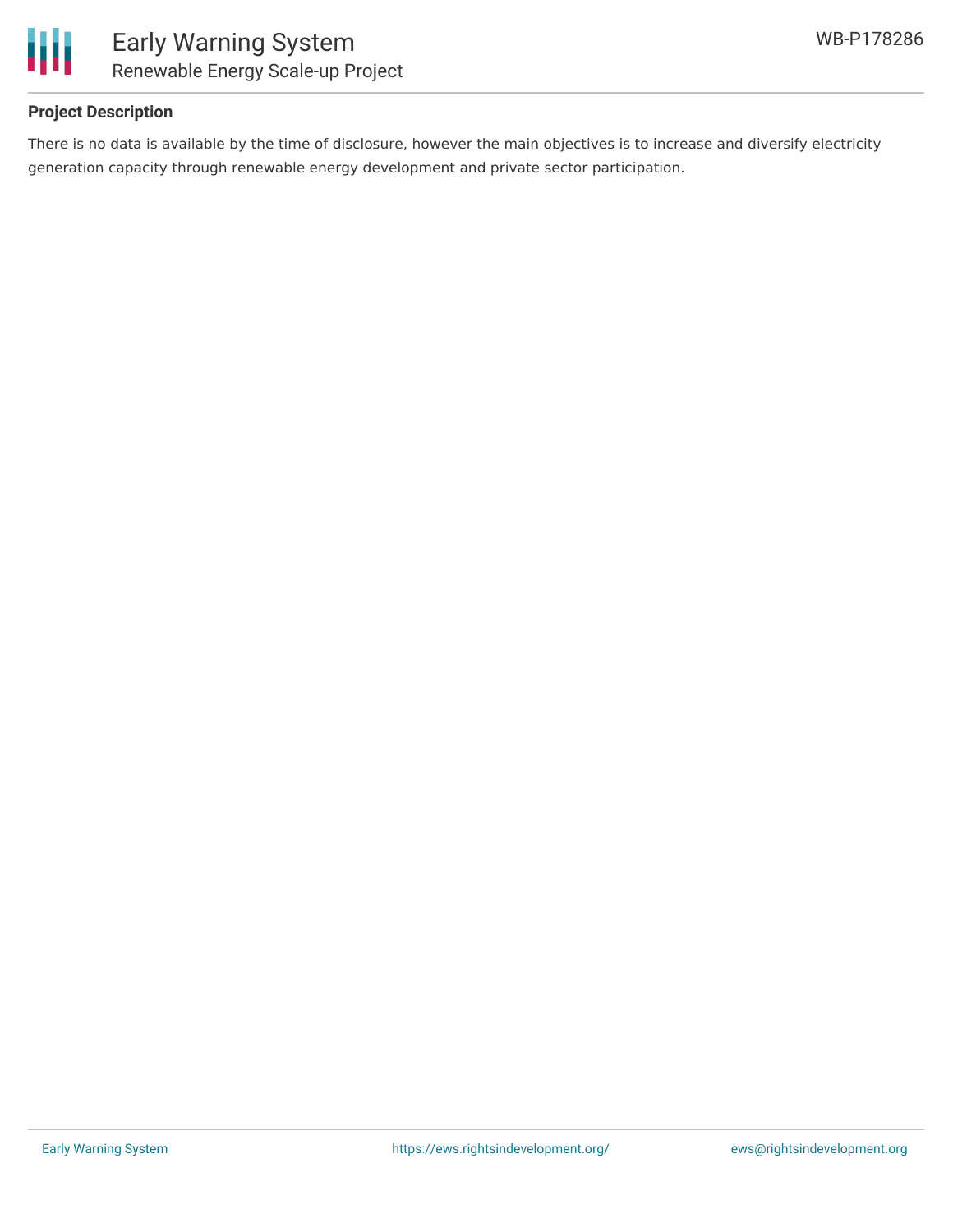## Project Description

There is no data is available by the time of disclosure, however the main objectives is to increase and diversify electricity generation capacity through renewable energy development and private sector participation.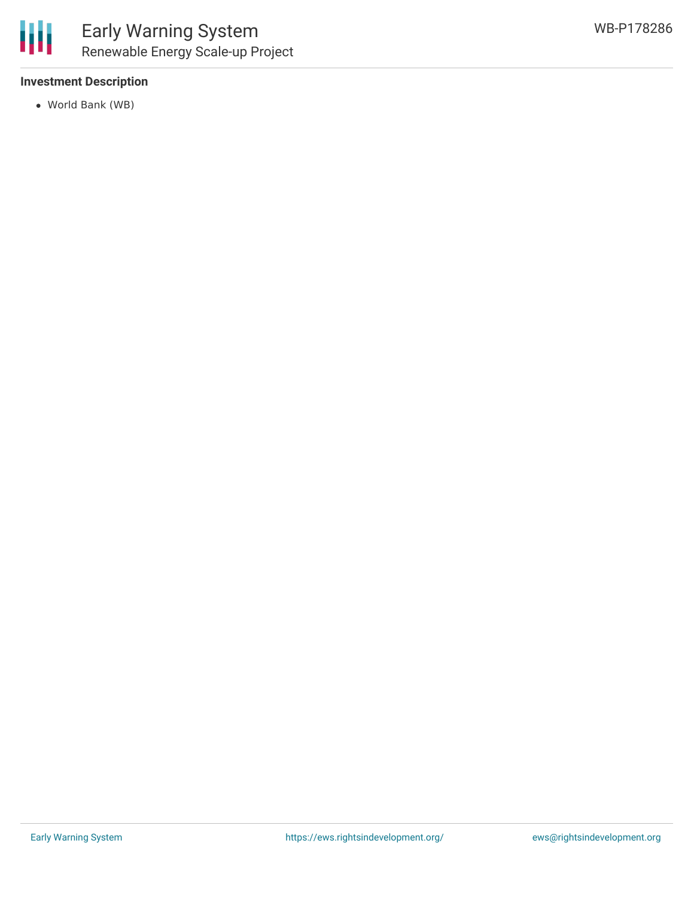### Investment Description

- World Bank (WB)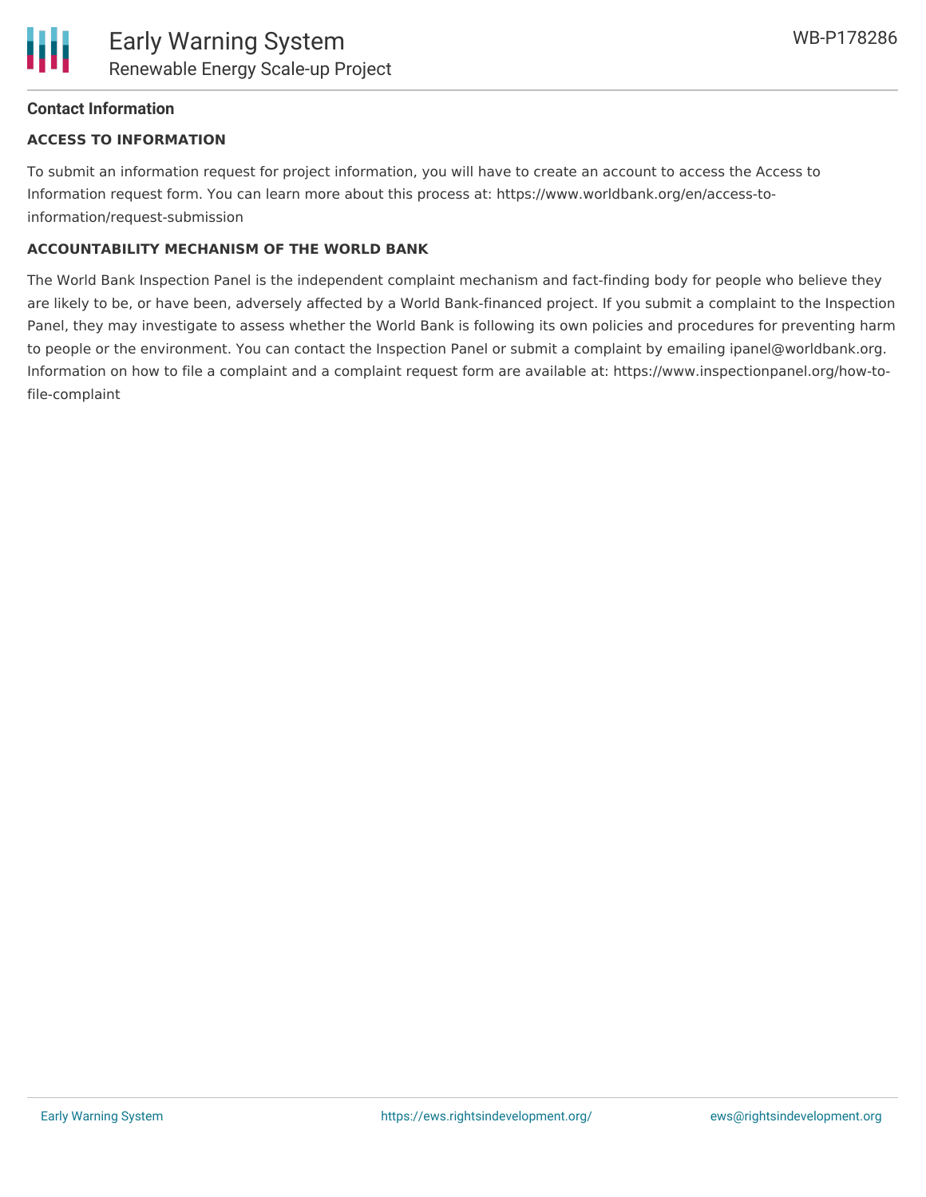## Contact Information

### ACCESS TO INFORMATION

To submit an information request for project information, you will have to create an account to access the Access to Information request form. You can learn more about this process at: https://www.worldbank.org/en/access-to-information/request-submission

### ACCOUNTABILITY MECHANISM OF THE WORLD BANK

The World Bank Inspection Panel is the independent complaint mechanism and fact-finding body for people who believe they are likely to be, or have been, adversely affected by a World Bank-financed project. If you submit a complaint to the Inspection Panel, they may investigate to assess whether the World Bank is following its own policies and procedures for preventing harm to people or the environment. You can contact the Inspection Panel or submit a complaint by emailing ipanel@worldbank.org. Information on how to file a complaint and a complaint request form are available at: https://www.inspectionpanel.org/how-to-file-complaint